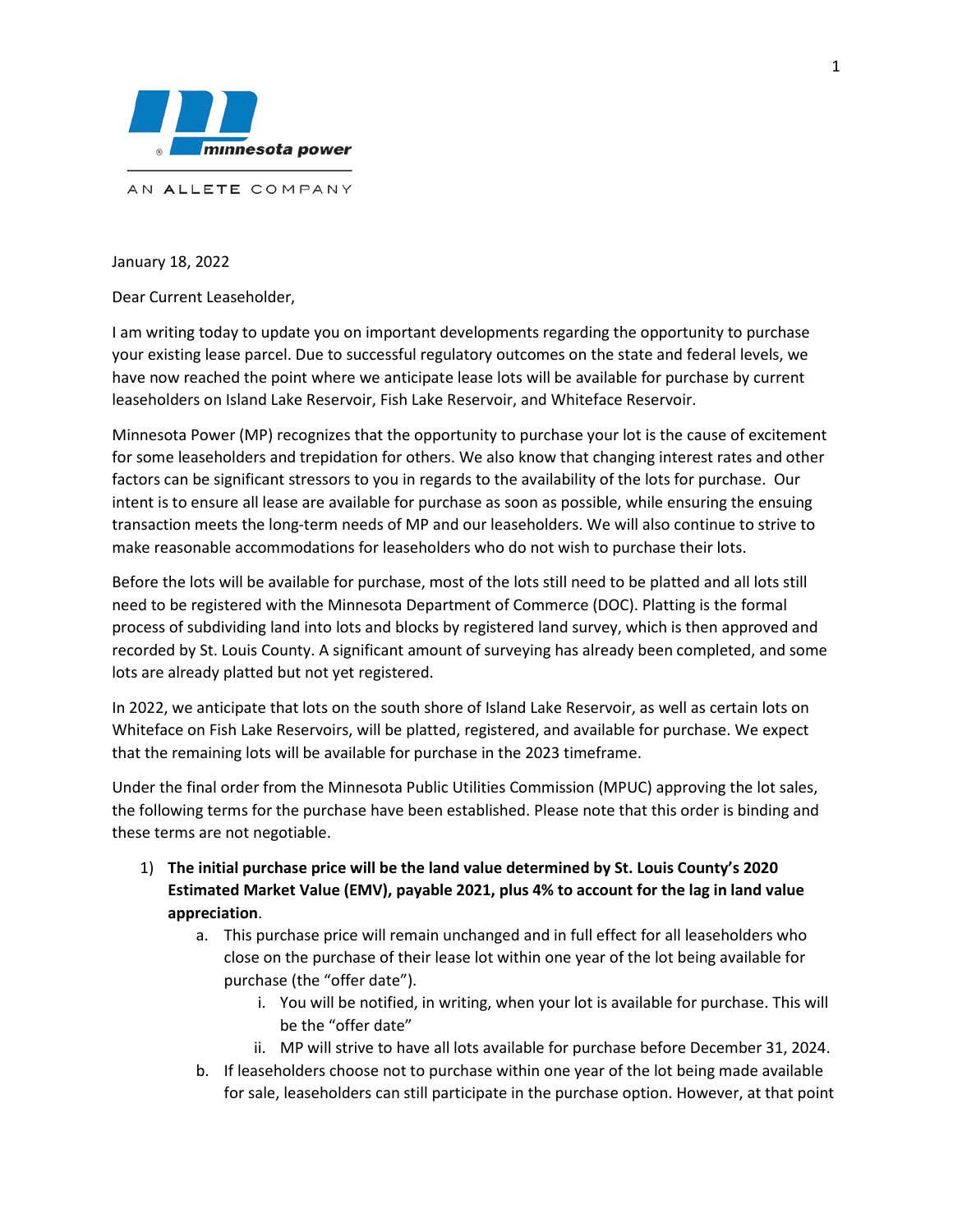minnesota power

AN ALLETE COMPANY

January 18, 2022

Dear Current Leaseholder,

I am writing today to update you on important developments regarding the opportunity to purchase your existing lease parcel. Due to successful regulatory outcomes on the state and federal levels, we have now reached the point where we anticipate lease lots will be available for purchase by current leaseholders on Island Lake Reservoir, Fish Lake Reservoir, and Whiteface Reservoir.

Minnesota Power (MP) recognizes that the opportunity to purchase your lot is the cause of excitement for some leaseholders and trepidation for others. We also know that changing interest rates and other factors can be significant stressors to you in regards to the availability of the lots for purchase. Our intent is to ensure all lease are available for purchase as soon as possible, while ensuring the ensuing transaction meets the long-term needs of MP and our leaseholders. We will also continue to strive to make reasonable accommodations for leaseholders who do not wish to purchase their lots.

Before the lots will be available for purchase, most of the lots still need to be platted and all lots still need to be registered with the Minnesota Department of Commerce (DOC). Platting is the formal process of subdividing land into lots and blocks by registered land survey, which is then approved and recorded by St. Louis County. A significant amount of surveying has already been completed, and some lots are already platted but not yet registered.

In 2022, we anticipate that lots on the south shore of Island Lake Reservoir, as well as certain lots on Whiteface on Fish Lake Reservoirs, will be platted, registered, and available for purchase. We expect that the remaining lots will be available for purchase in the 2023 timeframe.

Under the final order from the Minnesota Public Utilities Commission (MPUC) approving the lot sales, the following terms for the purchase have been established. Please note that this order is binding and these terms are not negotiable.

1) **The initial purchase price will be the land value determined by St. Louis County's 2020 Estimated Market Value (EMV), payable 2021, plus 4% to account for the lag in land value appreciation**.
    a. This purchase price will remain unchanged and in full effect for all leaseholders who close on the purchase of their lease lot within one year of the lot being available for purchase (the "offer date").
        i. You will be notified, in writing, when your lot is available for purchase. This will be the "offer date"
        ii. MP will strive to have all lots available for purchase before December 31, 2024.
    b. If leaseholders choose not to purchase within one year of the lot being made available for sale, leaseholders can still participate in the purchase option. However, at that point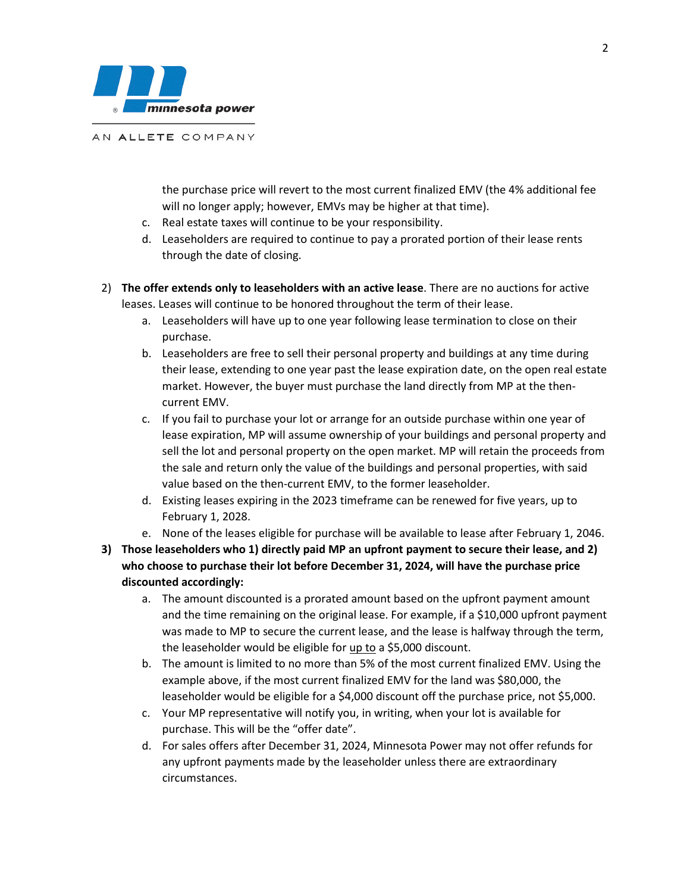the purchase price will revert to the most current finalized EMV (the 4% additional fee will no longer apply; however, EMVs may be higher at that time).

   c. Real estate taxes will continue to be your responsibility.
   d. Leaseholders are required to continue to pay a prorated portion of their lease rents through the date of closing.

2) **The offer extends only to leaseholders with an active lease**. There are no auctions for active leases. Leases will continue to be honored throughout the term of their lease.
   a. Leaseholders will have up to one year following lease termination to close on their purchase.
   b. Leaseholders are free to sell their personal property and buildings at any time during their lease, extending to one year past the lease expiration date, on the open real estate market. However, the buyer must purchase the land directly from MP at the then-current EMV.
   c. If you fail to purchase your lot or arrange for an outside purchase within one year of lease expiration, MP will assume ownership of your buildings and personal property and sell the lot and personal property on the open market. MP will retain the proceeds from the sale and return only the value of the buildings and personal properties, with said value based on the then-current EMV, to the former leaseholder.
   d. Existing leases expiring in the 2023 timeframe can be renewed for five years, up to February 1, 2028.
   e. None of the leases eligible for purchase will be available to lease after February 1, 2046.

3) **Those leaseholders who 1) directly paid MP an upfront payment to secure their lease, and 2) who choose to purchase their lot before December 31, 2024, will have the purchase price discounted accordingly:**
   a. The amount discounted is a prorated amount based on the upfront payment amount and the time remaining on the original lease. For example, if a $10,000 upfront payment was made to MP to secure the current lease, and the lease is halfway through the term, the leaseholder would be eligible for <u>up to</u> a $5,000 discount.
   b. The amount is limited to no more than 5% of the most current finalized EMV. Using the example above, if the most current finalized EMV for the land was $80,000, the leaseholder would be eligible for a $4,000 discount off the purchase price, not $5,000.
   c. Your MP representative will notify you, in writing, when your lot is available for purchase. This will be the "offer date".
   d. For sales offers after December 31, 2024, Minnesota Power may not offer refunds for any upfront payments made by the leaseholder unless there are extraordinary circumstances.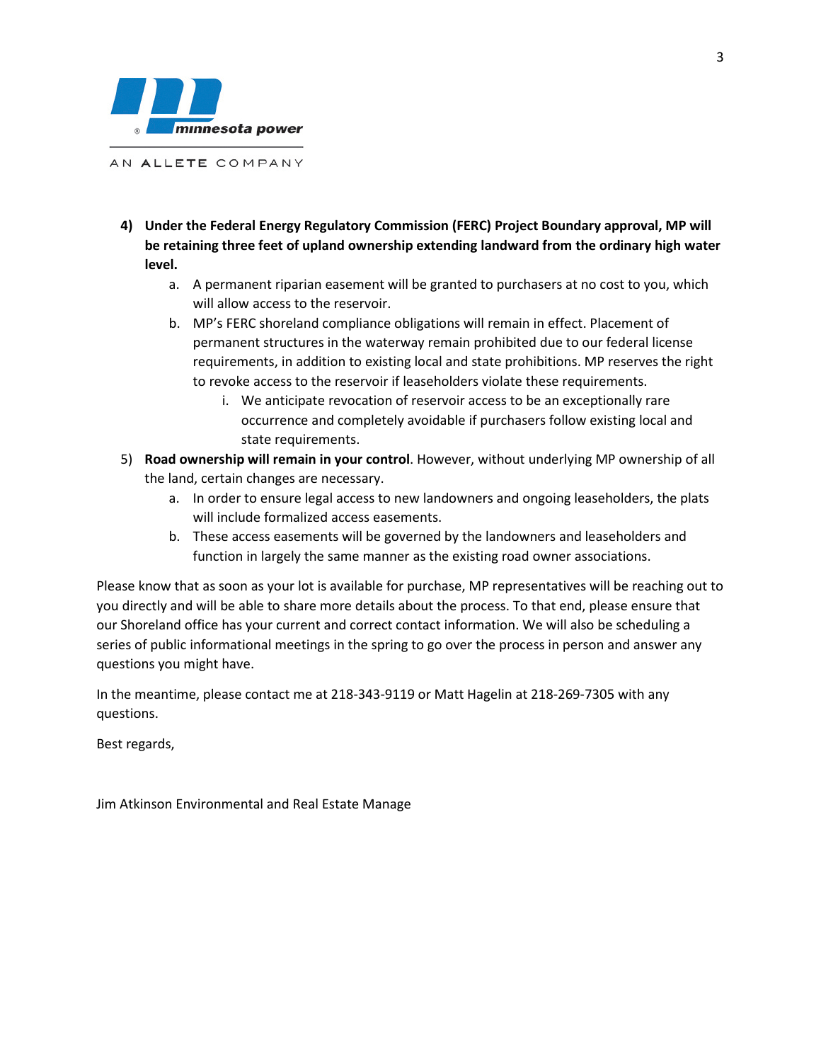4) **Under the Federal Energy Regulatory Commission (FERC) Project Boundary approval, MP will be retaining three feet of upland ownership extending landward from the ordinary high water level.**
    a. A permanent riparian easement will be granted to purchasers at no cost to you, which will allow access to the reservoir.
    b. MP's FERC shoreland compliance obligations will remain in effect. Placement of permanent structures in the waterway remain prohibited due to our federal license requirements, in addition to existing local and state prohibitions. MP reserves the right to revoke access to the reservoir if leaseholders violate these requirements.
        i. We anticipate revocation of reservoir access to be an exceptionally rare occurrence and completely avoidable if purchasers follow existing local and state requirements.
5) **Road ownership will remain in your control**. However, without underlying MP ownership of all the land, certain changes are necessary.
    a. In order to ensure legal access to new landowners and ongoing leaseholders, the plats will include formalized access easements.
    b. These access easements will be governed by the landowners and leaseholders and function in largely the same manner as the existing road owner associations.

Please know that as soon as your lot is available for purchase, MP representatives will be reaching out to you directly and will be able to share more details about the process. To that end, please ensure that our Shoreland office has your current and correct contact information. We will also be scheduling a series of public informational meetings in the spring to go over the process in person and answer any questions you might have.

In the meantime, please contact me at 218-343-9119 or Matt Hagelin at 218-269-7305 with any questions.

Best regards,

Jim Atkinson Environmental and Real Estate Manage